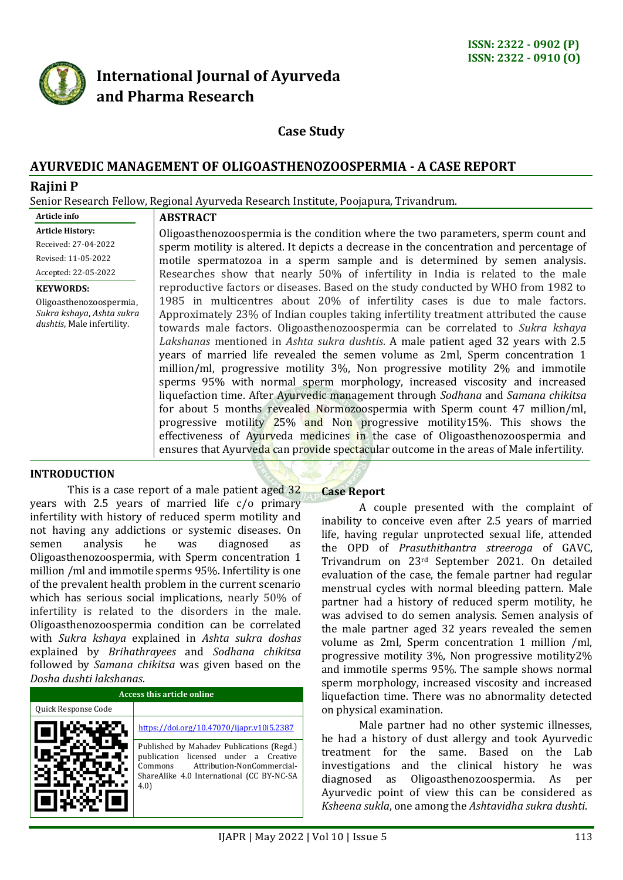ISSN: 2322 - 0902 (P)
ISSN: 2322 - 0910 (O)

# International Journal of Ayurveda and Pharma Research

## Case Study

# AYURVEDIC MANAGEMENT OF OLIGOASTHENOZOOSPERMIA - A CASE REPORT

**Rajini P**

Senior Research Fellow, Regional Ayurveda Research Institute, Poojapura, Trivandrum.

**Article info**

**Article History:**

Received: 27-04-2022

Revised: 11-05-2022

Accepted: 22-05-2022

**KEYWORDS:**

Oligoasthenozoospermia, *Sukra kshaya*, *Ashta sukra dushtis*, Male infertility.

## ABSTRACT

Oligoasthenozoospermia is the condition where the two parameters, sperm count and sperm motility is altered. It depicts a decrease in the concentration and percentage of motile spermatozoa in a sperm sample and is determined by semen analysis. Researches show that nearly 50% of infertility in India is related to the male reproductive factors or diseases. Based on the study conducted by WHO from 1982 to 1985 in multicentres about 20% of infertility cases is due to male factors. Approximately 23% of Indian couples taking infertility treatment attributed the cause towards male factors. Oligoasthenozoospermia can be correlated to *Sukra kshaya Lakshanas* mentioned in *Ashta sukra dushtis*. A male patient aged 32 years with 2.5 years of married life revealed the semen volume as 2ml, Sperm concentration 1 million/ml, progressive motility 3%, Non progressive motility 2% and immotile sperms 95% with normal sperm morphology, increased viscosity and increased liquefaction time. After Ayurvedic management through *Sodhana* and *Samana chikitsa* for about 5 months revealed Normozoospermia with Sperm count 47 million/ml, progressive motility 25% and Non progressive motility15%. This shows the effectiveness of Ayurveda medicines in the case of Oligoasthenozoospermia and ensures that Ayurveda can provide spectacular outcome in the areas of Male infertility.

## INTRODUCTION

This is a case report of a male patient aged 32 years with 2.5 years of married life c/o primary infertility with history of reduced sperm motility and not having any addictions or systemic diseases. On semen analysis he was diagnosed as Oligoasthenozoospermia, with Sperm concentration 1 million /ml and immotile sperms 95%. Infertility is one of the prevalent health problem in the current scenario which has serious social implications, nearly 50% of infertility is related to the disorders in the male. Oligoasthenozoospermia condition can be correlated with *Sukra kshaya* explained in *Ashta sukra doshas* explained by *Brihathrayees* and *Sodhana chikitsa* followed by *Samana chikitsa* was given based on the *Dosha dushti lakshanas*.

| Access this article online | |
|---|---|
| Quick Response Code | |
| | https://doi.org/10.47070/ijapr.v10i5.2387 |
| | Published by Mahadev Publications (Regd.) publication licensed under a Creative Commons Attribution-NonCommercial-ShareAlike 4.0 International (CC BY-NC-SA 4.0) |

## Case Report

A couple presented with the complaint of inability to conceive even after 2.5 years of married life, having regular unprotected sexual life, attended the OPD of *Prasuthithantra streeroga* of GAVC, Trivandrum on 23rd September 2021. On detailed evaluation of the case, the female partner had regular menstrual cycles with normal bleeding pattern. Male partner had a history of reduced sperm motility, he was advised to do semen analysis. Semen analysis of the male partner aged 32 years revealed the semen volume as 2ml, Sperm concentration 1 million /ml, progressive motility 3%, Non progressive motility2% and immotile sperms 95%. The sample shows normal sperm morphology, increased viscosity and increased liquefaction time. There was no abnormality detected on physical examination.

Male partner had no other systemic illnesses, he had a history of dust allergy and took Ayurvedic treatment for the same. Based on the Lab investigations and the clinical history he was diagnosed as Oligoasthenozoospermia. As per Ayurvedic point of view this can be considered as *Ksheena sukla*, one among the *Ashtavidha sukra dushti*.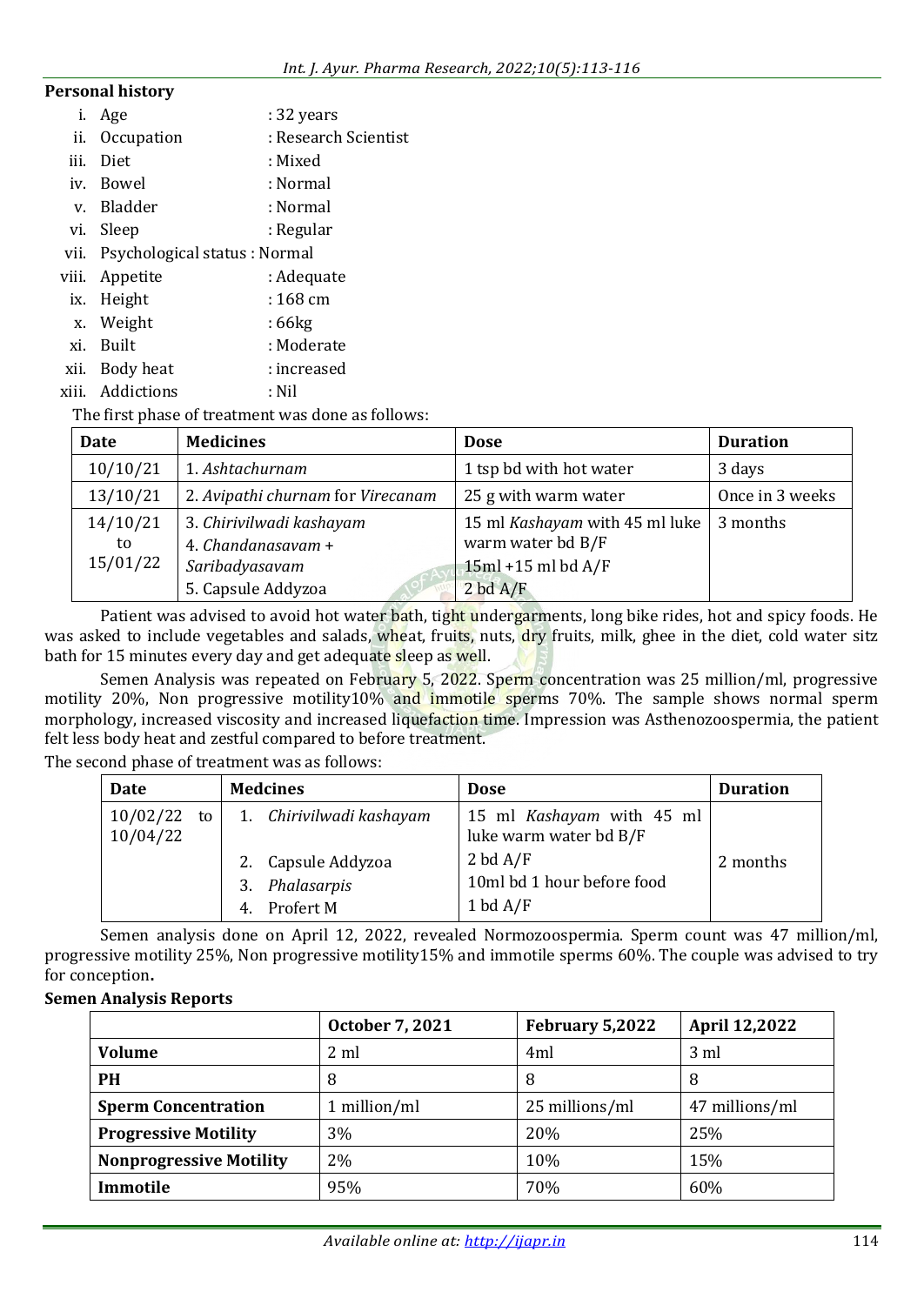**Personal history**

i. Age : 32 years
ii. Occupation : Research Scientist
iii. Diet : Mixed
iv. Bowel : Normal
v. Bladder : Normal
vi. Sleep : Regular
vii. Psychological status : Normal
viii. Appetite : Adequate
ix. Height : 168 cm
x. Weight : 66kg
xi. Built : Moderate
xii. Body heat : increased
xiii. Addictions : Nil

The first phase of treatment was done as follows:

| Date | Medicines | Dose | Duration |
|---|---|---|---|
| 10/10/21 | 1. *Ashtachurnam* | 1 tsp bd with hot water | 3 days |
| 13/10/21 | 2. *Avipathi churnam* for *Virecanam* | 25 g with warm water | Once in 3 weeks |
| 14/10/21 to 15/01/22 | 3. *Chirivilwadi kashayam*<br>4. *Chandanasavam* + *Saribadyasavam*<br>5. Capsule Addyzoa | 15 ml *Kashayam* with 45 ml luke warm water bd B/F<br>15ml +15 ml bd A/F<br>2 bd A/F | 3 months |

Patient was advised to avoid hot water bath, tight undergarments, long bike rides, hot and spicy foods. He was asked to include vegetables and salads, wheat, fruits, nuts, dry fruits, milk, ghee in the diet, cold water sitz bath for 15 minutes every day and get adequate sleep as well.

Semen Analysis was repeated on February 5, 2022. Sperm concentration was 25 million/ml, progressive motility 20%, Non progressive motility10% and immotile sperms 70%. The sample shows normal sperm morphology, increased viscosity and increased liquefaction time. Impression was Asthenozoospermia, the patient felt less body heat and zestful compared to before treatment.

The second phase of treatment was as follows:

| Date | Medcines | Dose | Duration |
|---|---|---|---|
| 10/02/22 to 10/04/22 | 1. *Chirivilwadi kashayam*<br>2. Capsule Addyzoa<br>3. *Phalasarpis*<br>4. Profert M | 15 ml *Kashayam* with 45 ml luke warm water bd B/F<br>2 bd A/F<br>10ml bd 1 hour before food<br>1 bd A/F | 2 months |

Semen analysis done on April 12, 2022, revealed Normozoospermia. Sperm count was 47 million/ml, progressive motility 25%, Non progressive motility15% and immotile sperms 60%. The couple was advised to try for conception**.**

**Semen Analysis Reports**

| | October 7, 2021 | February 5,2022 | April 12,2022 |
|---|---|---|---|
| **Volume** | 2 ml | 4ml | 3 ml |
| **PH** | 8 | 8 | 8 |
| **Sperm Concentration** | 1 million/ml | 25 millions/ml | 47 millions/ml |
| **Progressive Motility** | 3% | 20% | 25% |
| **Nonprogressive Motility** | 2% | 10% | 15% |
| **Immotile** | 95% | 70% | 60% |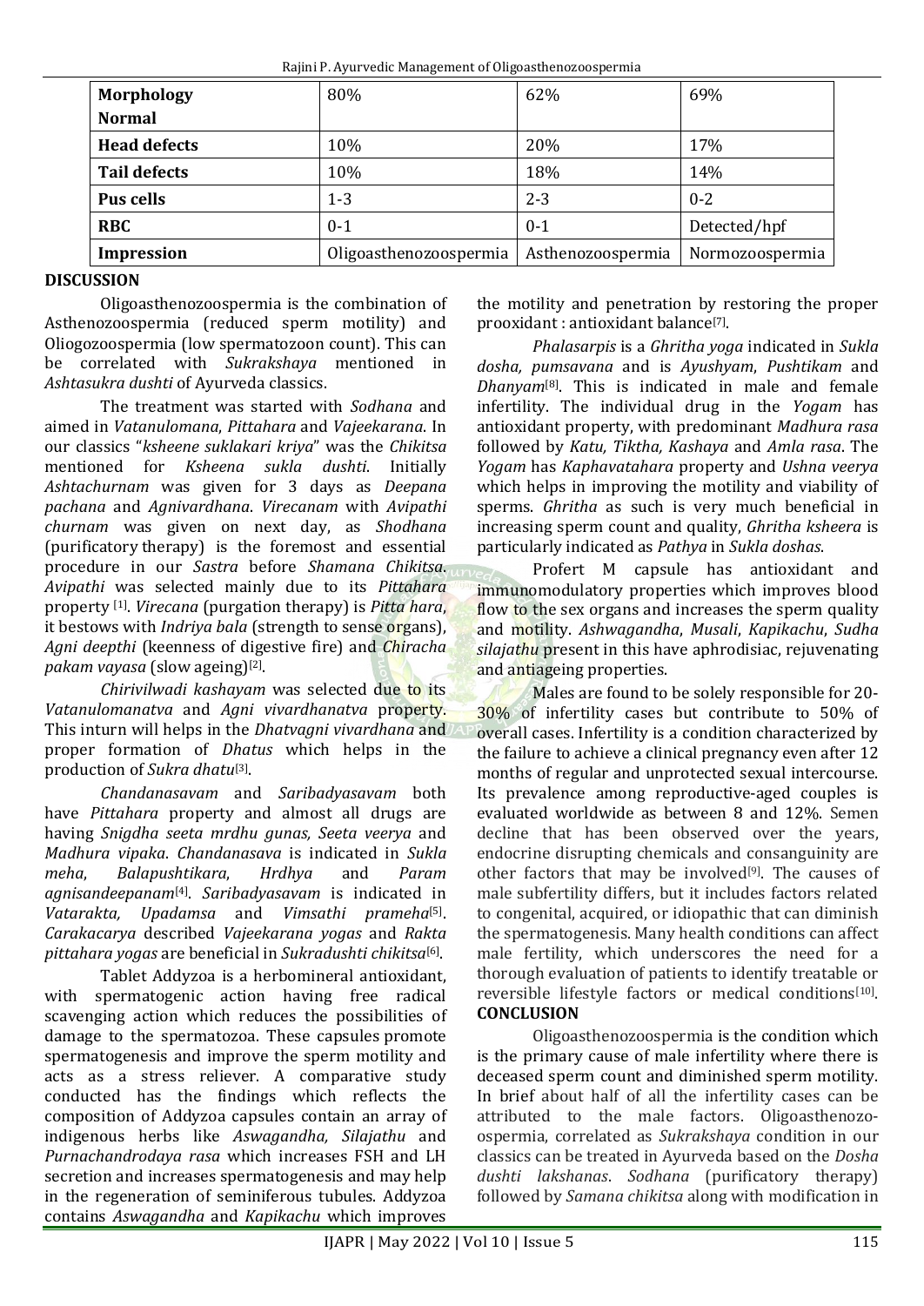| | | | |
|---|---|---|---|
| **Morphology Normal** | 80% | 62% | 69% |
| **Head defects** | 10% | 20% | 17% |
| **Tail defects** | 10% | 18% | 14% |
| **Pus cells** | 1-3 | 2-3 | 0-2 |
| **RBC** | 0-1 | 0-1 | Detected/hpf |
| **Impression** | Oligoasthenozoospermia | Asthenozoospermia | Normozoospermia |

## DISCUSSION

Oligoasthenozoospermia is the combination of Asthenozoospermia (reduced sperm motility) and Oliogozoospermia (low spermatozoon count). This can be correlated with *Sukrakshaya* mentioned in *Ashtasukra dushti* of Ayurveda classics.

The treatment was started with *Sodhana* and aimed in *Vatanulomana*, *Pittahara* and *Vajeekarana*. In our classics "*ksheene suklakari kriya*" was the *Chikitsa* mentioned for *Ksheena sukla dushti*. Initially *Ashtachurnam* was given for 3 days as *Deepana pachana* and *Agnivardhana*. *Virecanam* with *Avipathi churnam* was given on next day, as *Shodhana* (purificatory therapy) is the foremost and essential procedure in our *Sastra* before *Shamana Chikitsa*. *Avipathi* was selected mainly due to its *Pittahara* property [1]. *Virecana* (purgation therapy) is *Pitta hara*, it bestows with *Indriya bala* (strength to sense organs), *Agni deepthi* (keenness of digestive fire) and *Chiracha pakam vayasa* (slow ageing)[2].

*Chirivilwadi kashayam* was selected due to its *Vatanulomanatva* and *Agni vivardhanatva* property. This inturn will helps in the *Dhatvagni vivardhana* and proper formation of *Dhatus* which helps in the production of *Sukra dhatu*[3].

*Chandanasavam* and *Saribadyasavam* both have *Pittahara* property and almost all drugs are having *Snigdha seeta mrdhu gunas, Seeta veerya* and *Madhura vipaka*. *Chandanasava* is indicated in *Sukla meha*, *Balapushtikara*, *Hrdhya* and *Param agnisandeepanam*[4]. *Saribadyasavam* is indicated in *Vatarakta, Upadamsa* and *Vimsathi prameha*[5]. *Carakacarya* described *Vajeekarana yogas* and *Rakta pittahara yogas* are beneficial in *Sukradushti chikitsa*[6].

Tablet Addyzoa is a herbomineral antioxidant, with spermatogenic action having free radical scavenging action which reduces the possibilities of damage to the spermatozoa. These capsules promote spermatogenesis and improve the sperm motility and acts as a stress reliever. A comparative study conducted has the findings which reflects the composition of Addyzoa capsules contain an array of indigenous herbs like *Aswagandha, Silajathu* and *Purnachandrodaya rasa* which increases FSH and LH secretion and increases spermatogenesis and may help in the regeneration of seminiferous tubules. Addyzoa contains *Aswagandha* and *Kapikachu* which improves the motility and penetration by restoring the proper prooxidant : antioxidant balance[7].

*Phalasarpis* is a *Ghritha yoga* indicated in *Sukla dosha, pumsavana* and is *Ayushyam*, *Pushtikam* and *Dhanyam*[8]. This is indicated in male and female infertility. The individual drug in the *Yogam* has antioxidant property, with predominant *Madhura rasa* followed by *Katu, Tiktha, Kashaya* and *Amla rasa*. The *Yogam* has *Kaphavatahara* property and *Ushna veerya* which helps in improving the motility and viability of sperms. *Ghritha* as such is very much beneficial in increasing sperm count and quality, *Ghritha ksheera* is particularly indicated as *Pathya* in *Sukla doshas*.

Profert M capsule has antioxidant and immunomodulatory properties which improves blood flow to the sex organs and increases the sperm quality and motility. *Ashwagandha*, *Musali*, *Kapikachu*, *Sudha silajathu* present in this have aphrodisiac, rejuvenating and antiageing properties.

Males are found to be solely responsible for 20-30% of infertility cases but contribute to 50% of overall cases. Infertility is a condition characterized by the failure to achieve a clinical pregnancy even after 12 months of regular and unprotected sexual intercourse. Its prevalence among reproductive-aged couples is evaluated worldwide as between 8 and 12%. Semen decline that has been observed over the years, endocrine disrupting chemicals and consanguinity are other factors that may be involved[9]. The causes of male subfertility differs, but it includes factors related to congenital, acquired, or idiopathic that can diminish the spermatogenesis. Many health conditions can affect male fertility, which underscores the need for a thorough evaluation of patients to identify treatable or reversible lifestyle factors or medical conditions[10].

## CONCLUSION

Oligoasthenozoospermia is the condition which is the primary cause of male infertility where there is deceased sperm count and diminished sperm motility. In brief about half of all the infertility cases can be attributed to the male factors. Oligoasthenozoospermia, correlated as *Sukrakshaya* condition in our classics can be treated in Ayurveda based on the *Dosha dushti lakshanas*. *Sodhana* (purificatory therapy) followed by *Samana chikitsa* along with modification in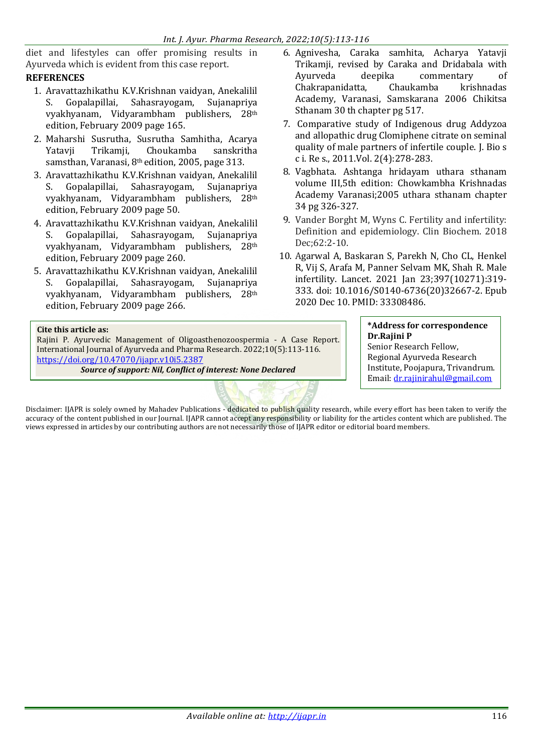diet and lifestyles can offer promising results in Ayurveda which is evident from this case report.

## REFERENCES

1. Aravattazhikathu K.V.Krishnan vaidyan, Anekalilil S. Gopalapillai, Sahasrayogam, Sujanapriya vyakhyanam, Vidyarambham publishers, 28th edition, February 2009 page 165.
2. Maharshi Susrutha, Susrutha Samhitha, Acarya Yatavji Trikamji, Choukamba sanskritha samsthan, Varanasi, 8th edition, 2005, page 313.
3. Aravattazhikathu K.V.Krishnan vaidyan, Anekalilil S. Gopalapillai, Sahasrayogam, Sujanapriya vyakhyanam, Vidyarambham publishers, 28th edition, February 2009 page 50.
4. Aravattazhikathu K.V.Krishnan vaidyan, Anekalilil S. Gopalapillai, Sahasrayogam, Sujanapriya vyakhyanam, Vidyarambham publishers, 28th edition, February 2009 page 260.
5. Aravattazhikathu K.V.Krishnan vaidyan, Anekalilil S. Gopalapillai, Sahasrayogam, Sujanapriya vyakhyanam, Vidyarambham publishers, 28th edition, February 2009 page 266.
6. Agnivesha, Caraka samhita, Acharya Yatavji Trikamji, revised by Caraka and Dridabala with Ayurveda deepika commentary of Chakrapanidatta, Chaukamba krishnadas Academy, Varanasi, Samskarana 2006 Chikitsa Sthanam 30 th chapter pg 517.
7. Comparative study of Indigenous drug Addyzoa and allopathic drug Clomiphene citrate on seminal quality of male partners of infertile couple. J. Bio s c i. Re s., 2011.Vol. 2(4):278-283.
8. Vagbhata. Ashtanga hridayam uthara sthanam volume III,5th edition: Chowkambha Krishnadas Academy Varanasi;2005 uthara sthanam chapter 34 pg 326-327.
9. Vander Borght M, Wyns C. Fertility and infertility: Definition and epidemiology. Clin Biochem. 2018 Dec;62:2-10.
10. Agarwal A, Baskaran S, Parekh N, Cho CL, Henkel R, Vij S, Arafa M, Panner Selvam MK, Shah R. Male infertility. Lancet. 2021 Jan 23;397(10271):319-333. doi: 10.1016/S0140-6736(20)32667-2. Epub 2020 Dec 10. PMID: 33308486.

**Cite this article as:**
Rajini P. Ayurvedic Management of Oligoasthenozoospermia - A Case Report. International Journal of Ayurveda and Pharma Research. 2022;10(5):113-116.
https://doi.org/10.47070/ijapr.v10i5.2387
***Source of support: Nil, Conflict of interest: None Declared***

**\*Address for correspondence**
**Dr.Rajini P**
Senior Research Fellow,
Regional Ayurveda Research Institute, Poojapura, Trivandrum.
Email: dr.rajinirahul@gmail.com

Disclaimer: IJAPR is solely owned by Mahadev Publications - dedicated to publish quality research, while every effort has been taken to verify the accuracy of the content published in our Journal. IJAPR cannot accept any responsibility or liability for the articles content which are published. The views expressed in articles by our contributing authors are not necessarily those of IJAPR editor or editorial board members.